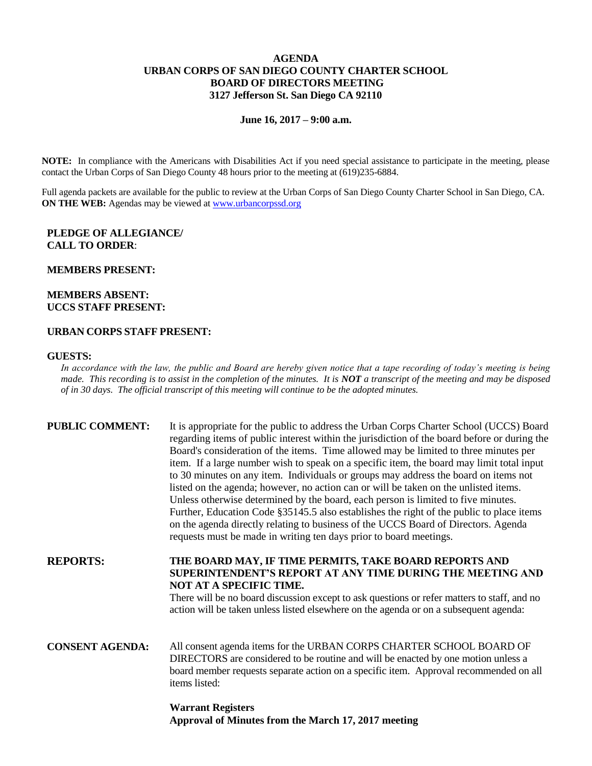# AGENDA
## URBAN CORPS OF SAN DIEGO COUNTY CHARTER SCHOOL
## BOARD OF DIRECTORS MEETING
## 3127 Jefferson St. San Diego CA 92110

**June 16, 2017 – 9:00 a.m.**

**NOTE:** In compliance with the Americans with Disabilities Act if you need special assistance to participate in the meeting, please contact the Urban Corps of San Diego County 48 hours prior to the meeting at (619)235-6884.

Full agenda packets are available for the public to review at the Urban Corps of San Diego County Charter School in San Diego, CA.
**ON THE WEB:** Agendas may be viewed at www.urbancorpssd.org

**PLEDGE OF ALLEGIANCE/**
**CALL TO ORDER**:

**MEMBERS PRESENT:**

**MEMBERS ABSENT:**
**UCCS STAFF PRESENT:**

**URBAN CORPS STAFF PRESENT:**

**GUESTS:**

*In accordance with the law, the public and Board are hereby given notice that a tape recording of today's meeting is being made. This recording is to assist in the completion of the minutes. It is **NOT** a transcript of the meeting and may be disposed of in 30 days. The official transcript of this meeting will continue to be the adopted minutes.*

**PUBLIC COMMENT:** It is appropriate for the public to address the Urban Corps Charter School (UCCS) Board regarding items of public interest within the jurisdiction of the board before or during the Board's consideration of the items. Time allowed may be limited to three minutes per item. If a large number wish to speak on a specific item, the board may limit total input to 30 minutes on any item. Individuals or groups may address the board on items not listed on the agenda; however, no action can or will be taken on the unlisted items. Unless otherwise determined by the board, each person is limited to five minutes. Further, Education Code §35145.5 also establishes the right of the public to place items on the agenda directly relating to business of the UCCS Board of Directors. Agenda requests must be made in writing ten days prior to board meetings.

**REPORTS:** **THE BOARD MAY, IF TIME PERMITS, TAKE BOARD REPORTS AND SUPERINTENDENT'S REPORT AT ANY TIME DURING THE MEETING AND NOT AT A SPECIFIC TIME.**
There will be no board discussion except to ask questions or refer matters to staff, and no action will be taken unless listed elsewhere on the agenda or on a subsequent agenda:

**CONSENT AGENDA:** All consent agenda items for the URBAN CORPS CHARTER SCHOOL BOARD OF DIRECTORS are considered to be routine and will be enacted by one motion unless a board member requests separate action on a specific item. Approval recommended on all items listed:

**Warrant Registers**
**Approval of Minutes from the March 17, 2017 meeting**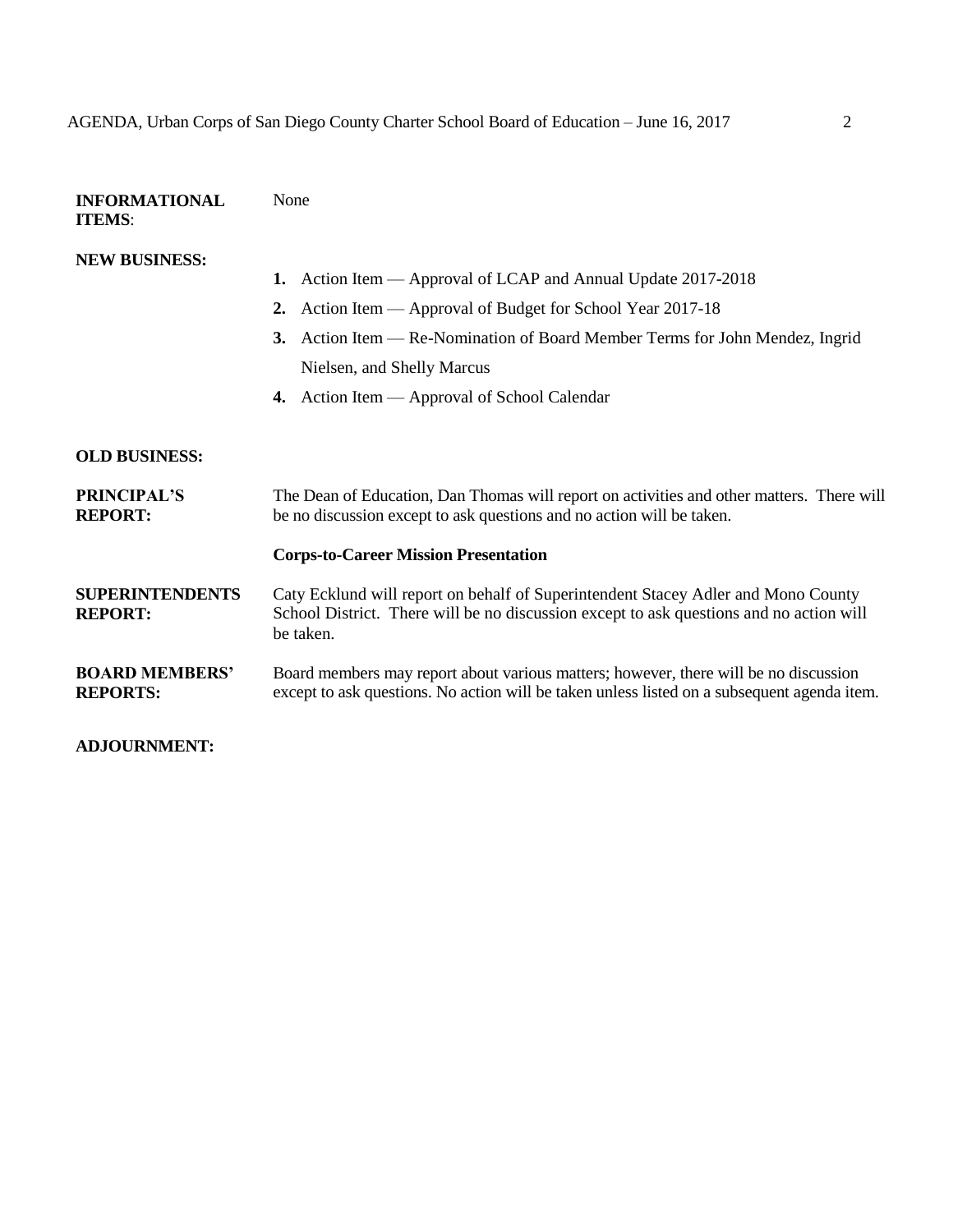**INFORMATIONAL ITEMS**: None

**NEW BUSINESS:**

1. Action Item — Approval of LCAP and Annual Update 2017-2018
2. Action Item — Approval of Budget for School Year 2017-18
3. Action Item — Re-Nomination of Board Member Terms for John Mendez, Ingrid Nielsen, and Shelly Marcus
4. Action Item — Approval of School Calendar

**OLD BUSINESS:**

**PRINCIPAL'S REPORT:** The Dean of Education, Dan Thomas will report on activities and other matters. There will be no discussion except to ask questions and no action will be taken.

**Corps-to-Career Mission Presentation**

**SUPERINTENDENTS REPORT:** Caty Ecklund will report on behalf of Superintendent Stacey Adler and Mono County School District. There will be no discussion except to ask questions and no action will be taken.

**BOARD MEMBERS' REPORTS:** Board members may report about various matters; however, there will be no discussion except to ask questions. No action will be taken unless listed on a subsequent agenda item.

**ADJOURNMENT:**